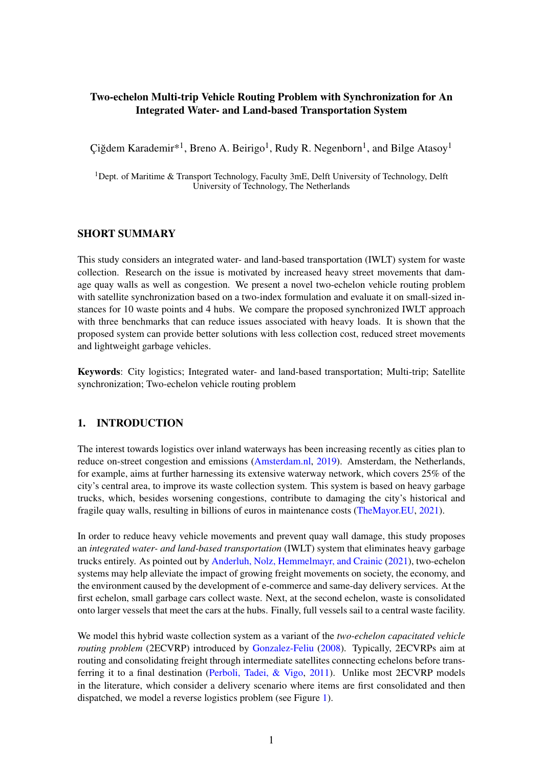# Two-echelon Multi-trip Vehicle Routing Problem with Synchronization for An Integrated Water- and Land-based Transportation System

Çiğdem Karademir*[1], Breno A. Beirigo[1], Rudy R. Negenborn[1], and Bilge Atasoy[1]

[1]Dept. of Maritime & Transport Technology, Faculty 3mE, Delft University of Technology, Delft University of Technology, The Netherlands

## SHORT SUMMARY

This study considers an integrated water- and land-based transportation (IWLT) system for waste collection. Research on the issue is motivated by increased heavy street movements that damage quay walls as well as congestion. We present a novel two-echelon vehicle routing problem with satellite synchronization based on a two-index formulation and evaluate it on small-sized instances for 10 waste points and 4 hubs. We compare the proposed synchronized IWLT approach with three benchmarks that can reduce issues associated with heavy loads. It is shown that the proposed system can provide better solutions with less collection cost, reduced street movements and lightweight garbage vehicles.

**Keywords**: City logistics; Integrated water- and land-based transportation; Multi-trip; Satellite synchronization; Two-echelon vehicle routing problem

## 1. INTRODUCTION

The interest towards logistics over inland waterways has been increasing recently as cities plan to reduce on-street congestion and emissions (Amsterdam.nl, 2019). Amsterdam, the Netherlands, for example, aims at further harnessing its extensive waterway network, which covers 25% of the city's central area, to improve its waste collection system. This system is based on heavy garbage trucks, which, besides worsening congestions, contribute to damaging the city's historical and fragile quay walls, resulting in billions of euros in maintenance costs (TheMayor.EU, 2021).

In order to reduce heavy vehicle movements and prevent quay wall damage, this study proposes an *integrated water- and land-based transportation* (IWLT) system that eliminates heavy garbage trucks entirely. As pointed out by Anderluh, Nolz, Hemmelmayr, and Crainic (2021), two-echelon systems may help alleviate the impact of growing freight movements on society, the economy, and the environment caused by the development of e-commerce and same-day delivery services. At the first echelon, small garbage cars collect waste. Next, at the second echelon, waste is consolidated onto larger vessels that meet the cars at the hubs. Finally, full vessels sail to a central waste facility.

We model this hybrid waste collection system as a variant of the *two-echelon capacitated vehicle routing problem* (2ECVRP) introduced by Gonzalez-Feliu (2008). Typically, 2ECVRPs aim at routing and consolidating freight through intermediate satellites connecting echelons before transferring it to a final destination (Perboli, Tadei, & Vigo, 2011). Unlike most 2ECVRP models in the literature, which consider a delivery scenario where items are first consolidated and then dispatched, we model a reverse logistics problem (see Figure 1).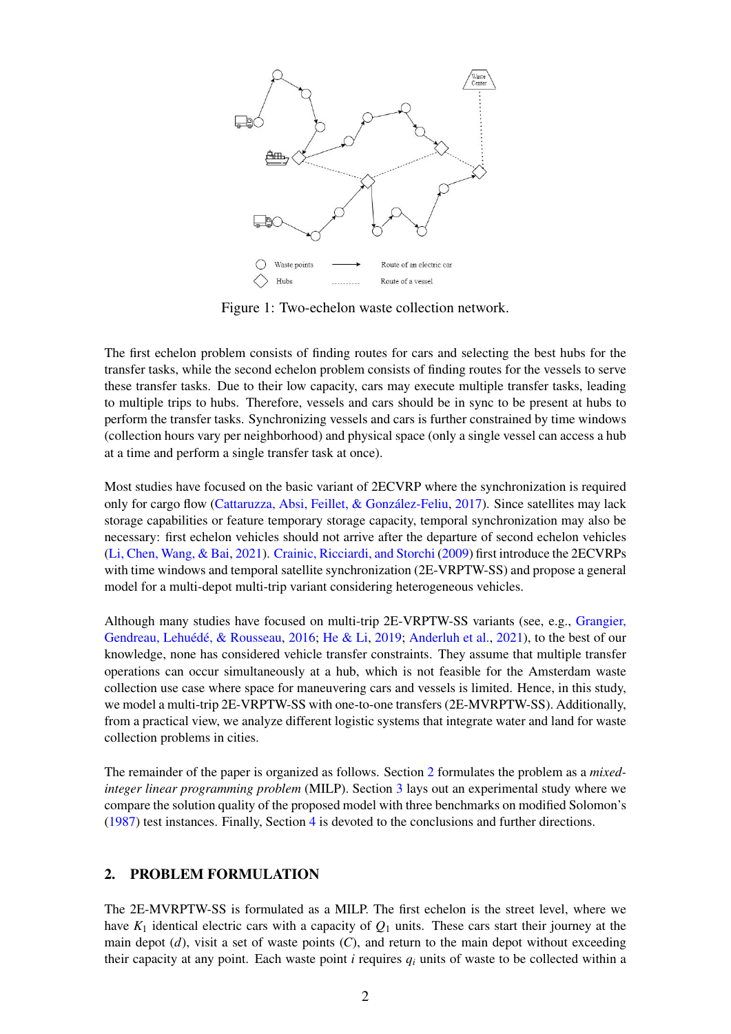Figure 1: Two-echelon waste collection network.

The first echelon problem consists of finding routes for cars and selecting the best hubs for the transfer tasks, while the second echelon problem consists of finding routes for the vessels to serve these transfer tasks. Due to their low capacity, cars may execute multiple transfer tasks, leading to multiple trips to hubs. Therefore, vessels and cars should be in sync to be present at hubs to perform the transfer tasks. Synchronizing vessels and cars is further constrained by time windows (collection hours vary per neighborhood) and physical space (only a single vessel can access a hub at a time and perform a single transfer task at once).

Most studies have focused on the basic variant of 2ECVRP where the synchronization is required only for cargo flow (Cattaruzza, Absi, Feillet, & González-Feliu, 2017). Since satellites may lack storage capabilities or feature temporary storage capacity, temporal synchronization may also be necessary: first echelon vehicles should not arrive after the departure of second echelon vehicles (Li, Chen, Wang, & Bai, 2021). Crainic, Ricciardi, and Storchi (2009) first introduce the 2ECVRPs with time windows and temporal satellite synchronization (2E-VRPTW-SS) and propose a general model for a multi-depot multi-trip variant considering heterogeneous vehicles.

Although many studies have focused on multi-trip 2E-VRPTW-SS variants (see, e.g., Grangier, Gendreau, Lehuédé, & Rousseau, 2016; He & Li, 2019; Anderluh et al., 2021), to the best of our knowledge, none has considered vehicle transfer constraints. They assume that multiple transfer operations can occur simultaneously at a hub, which is not feasible for the Amsterdam waste collection use case where space for maneuvering cars and vessels is limited. Hence, in this study, we model a multi-trip 2E-VRPTW-SS with one-to-one transfers (2E-MVRPTW-SS). Additionally, from a practical view, we analyze different logistic systems that integrate water and land for waste collection problems in cities.

The remainder of the paper is organized as follows. Section 2 formulates the problem as a *mixed-integer linear programming problem* (MILP). Section 3 lays out an experimental study where we compare the solution quality of the proposed model with three benchmarks on modified Solomon's (1987) test instances. Finally, Section 4 is devoted to the conclusions and further directions.

## 2. PROBLEM FORMULATION

The 2E-MVRPTW-SS is formulated as a MILP. The first echelon is the street level, where we have $K_1$ identical electric cars with a capacity of $Q_1$ units. These cars start their journey at the main depot ($d$), visit a set of waste points ($C$), and return to the main depot without exceeding their capacity at any point. Each waste point $i$ requires $q_i$ units of waste to be collected within a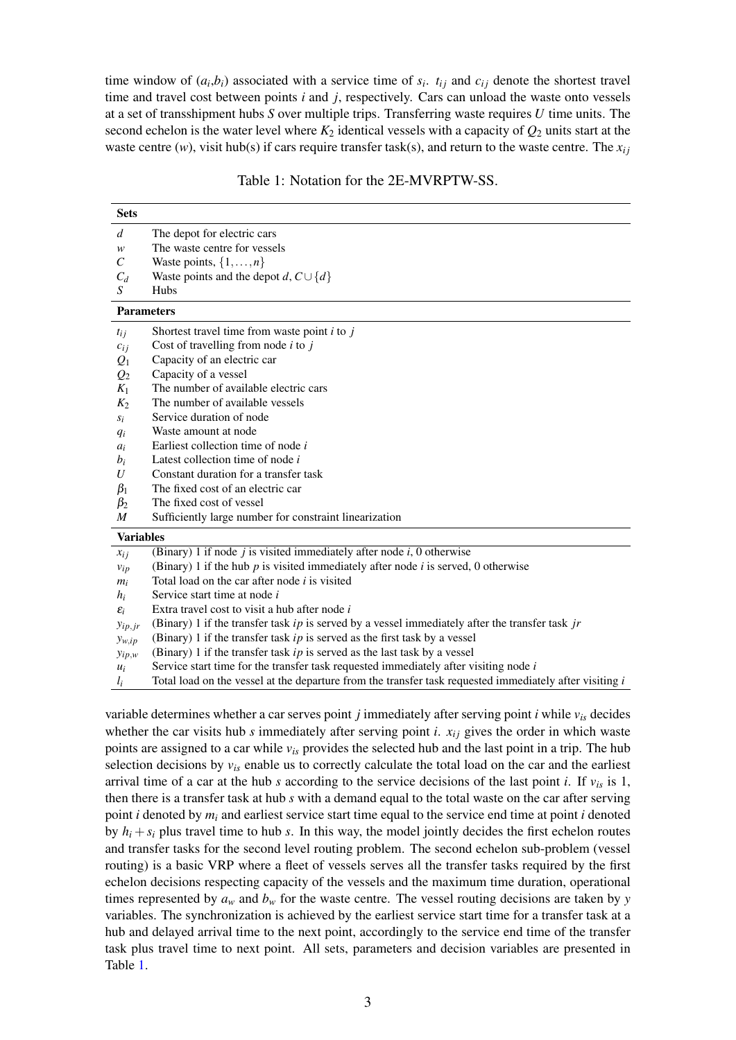time window of ($a_i$,$b_i$) associated with a service time of $s_i$. $t_{ij}$ and $c_{ij}$ denote the shortest travel time and travel cost between points $i$ and $j$, respectively. Cars can unload the waste onto vessels at a set of transshipment hubs $S$ over multiple trips. Transferring waste requires $U$ time units. The second echelon is the water level where $K_2$ identical vessels with a capacity of $Q_2$ units start at the waste centre ($w$), visit hub(s) if cars require transfer task(s), and return to the waste centre. The $x_{ij}$ variable determines whether a car serves point $j$ immediately after serving point $i$ while $v_{is}$ decides whether the car visits hub $s$ immediately after serving point $i$. $x_{ij}$ gives the order in which waste points are assigned to a car while $v_{is}$ provides the selected hub and the last point in a trip. The hub selection decisions by $v_{is}$ enable us to correctly calculate the total load on the car and the earliest arrival time of a car at the hub $s$ according to the service decisions of the last point $i$. If $v_{is}$ is 1, then there is a transfer task at hub $s$ with a demand equal to the total waste on the car after serving point $i$ denoted by $m_i$ and earliest service start time equal to the service end time at point $i$ denoted by $h_i + s_i$ plus travel time to hub $s$. In this way, the model jointly decides the first echelon routes and transfer tasks for the second level routing problem. The second echelon sub-problem (vessel routing) is a basic VRP where a fleet of vessels serves all the transfer tasks required by the first echelon decisions respecting capacity of the vessels and the maximum time duration, operational times represented by $a_w$ and $b_w$ for the waste centre. The vessel routing decisions are taken by $y$ variables. The synchronization is achieved by the earliest service start time for a transfer task at a hub and delayed arrival time to the next point, accordingly to the service end time of the transfer task plus travel time to next point. All sets, parameters and decision variables are presented in Table 1.

Table 1: Notation for the 2E-MVRPTW-SS.

| **Sets** | |
|---|---|
| $d$ | The depot for electric cars |
| $w$ | The waste centre for vessels |
| $C$ | Waste points, $\{1,\ldots,n\}$ |
| $C_d$ | Waste points and the depot $d$, $C \cup \{d\}$ |
| $S$ | Hubs |
| **Parameters** | |
| $t_{ij}$ | Shortest travel time from waste point $i$ to $j$ |
| $c_{ij}$ | Cost of travelling from node $i$ to $j$ |
| $Q_1$ | Capacity of an electric car |
| $Q_2$ | Capacity of a vessel |
| $K_1$ | The number of available electric cars |
| $K_2$ | The number of available vessels |
| $s_i$ | Service duration of node |
| $q_i$ | Waste amount at node |
| $a_i$ | Earliest collection time of node $i$ |
| $b_i$ | Latest collection time of node $i$ |
| $U$ | Constant duration for a transfer task |
| $\beta_1$ | The fixed cost of an electric car |
| $\beta_2$ | The fixed cost of vessel |
| $M$ | Sufficiently large number for constraint linearization |
| **Variables** | |
| $x_{ij}$ | (Binary) 1 if node $j$ is visited immediately after node $i$, 0 otherwise |
| $v_{ip}$ | (Binary) 1 if the hub $p$ is visited immediately after node $i$ is served, 0 otherwise |
| $m_i$ | Total load on the car after node $i$ is visited |
| $h_i$ | Service start time at node $i$ |
| $\varepsilon_i$ | Extra travel cost to visit a hub after node $i$ |
| $y_{ip,jr}$ | (Binary) 1 if the transfer task $ip$ is served by a vessel immediately after the transfer task $jr$ |
| $y_{w,ip}$ | (Binary) 1 if the transfer task $ip$ is served as the first task by a vessel |
| $y_{ip,w}$ | (Binary) 1 if the transfer task $ip$ is served as the last task by a vessel |
| $u_i$ | Service start time for the transfer task requested immediately after visiting node $i$ |
| $l_i$ | Total load on the vessel at the departure from the transfer task requested immediately after visiting $i$ |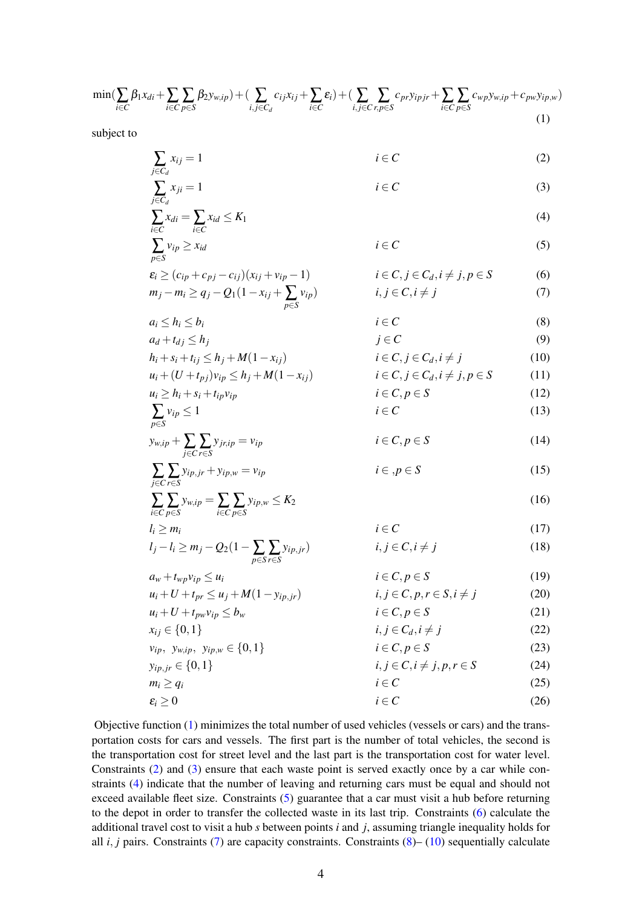$$\min\Big(\sum_{i\in C}\beta_1 x_{di}+\sum_{i\in C}\sum_{p\in S}\beta_2 y_{w,ip}\Big)+\Big(\sum_{i,j\in C_d}c_{ij}x_{ij}+\sum_{i\in C}\varepsilon_i\Big)+\Big(\sum_{i,j\in C}\sum_{r,p\in S}c_{pr}y_{ipjr}+\sum_{i\in C}\sum_{p\in S}c_{wp}y_{w,ip}+c_{pw}y_{ip,w}\Big) \tag{1}$$

subject to

$$\sum_{j\in C_d}x_{ij}=1 \qquad i\in C \tag{2}$$

$$\sum_{j\in C_d}x_{ji}=1 \qquad i\in C \tag{3}$$

$$\sum_{i\in C}x_{di}=\sum_{i\in C}x_{id}\le K_1 \tag{4}$$

$$\sum_{p\in S}v_{ip}\ge x_{id} \qquad i\in C \tag{5}$$

$$\varepsilon_i\ge(c_{ip}+c_{pj}-c_{ij})(x_{ij}+v_{ip}-1) \qquad i\in C, j\in C_d, i\neq j, p\in S \tag{6}$$

$$m_j-m_i\ge q_j-Q_1\Big(1-x_{ij}+\sum_{p\in S}v_{ip}\Big) \qquad i,j\in C, i\neq j \tag{7}$$

$$a_i\le h_i\le b_i \qquad i\in C \tag{8}$$

$$a_d+t_{dj}\le h_j \qquad j\in C \tag{9}$$

$$h_i+s_i+t_{ij}\le h_j+M(1-x_{ij}) \qquad i\in C, j\in C_d, i\neq j \tag{10}$$

$$u_i+(U+t_{pj})v_{ip}\le h_j+M(1-x_{ij}) \qquad i\in C, j\in C_d, i\neq j, p\in S \tag{11}$$

$$u_i\ge h_i+s_i+t_{ip}v_{ip} \qquad i\in C, p\in S \tag{12}$$

$$\sum_{p\in S}v_{ip}\le 1 \qquad i\in C \tag{13}$$

$$y_{w,ip}+\sum_{j\in C}\sum_{r\in S}y_{jr,ip}=v_{ip} \qquad i\in C, p\in S \tag{14}$$

$$\sum_{j\in C}\sum_{r\in S}y_{ip,jr}+y_{ip,w}=v_{ip} \qquad i\in\ ,p\in S \tag{15}$$

$$\sum_{i\in C}\sum_{p\in S}y_{w,ip}=\sum_{i\in C}\sum_{p\in S}y_{ip,w}\le K_2 \tag{16}$$

$$l_i\ge m_i \qquad i\in C \tag{17}$$

$$l_j-l_i\ge m_j-Q_2\Big(1-\sum_{p\in S}\sum_{r\in S}y_{ip,jr}\Big) \qquad i,j\in C, i\neq j \tag{18}$$

$$a_w+t_{wp}v_{ip}\le u_i \qquad i\in C, p\in S \tag{19}$$

$$u_i+U+t_{pr}\le u_j+M(1-y_{ip,jr}) \qquad i,j\in C, p,r\in S, i\neq j \tag{20}$$

$$u_i+U+t_{pw}v_{ip}\le b_w \qquad i\in C, p\in S \tag{21}$$

$$x_{ij}\in\{0,1\} \qquad i,j\in C_d, i\neq j \tag{22}$$

$$v_{ip},\ y_{w,ip},\ y_{ip,w}\in\{0,1\} \qquad i\in C, p\in S \tag{23}$$

$$y_{ip,jr}\in\{0,1\} \qquad i,j\in C, i\neq j, p,r\in S \tag{24}$$

$$m_i\ge q_i \qquad i\in C \tag{25}$$

$$\varepsilon_i\ge 0 \qquad i\in C \tag{26}$$

Objective function (1) minimizes the total number of used vehicles (vessels or cars) and the transportation costs for cars and vessels. The first part is the number of total vehicles, the second is the transportation cost for street level and the last part is the transportation cost for water level. Constraints (2) and (3) ensure that each waste point is served exactly once by a car while constraints (4) indicate that the number of leaving and returning cars must be equal and should not exceed available fleet size. Constraints (5) guarantee that a car must visit a hub before returning to the depot in order to transfer the collected waste in its last trip. Constraints (6) calculate the additional travel cost to visit a hub $s$ between points $i$ and $j$, assuming triangle inequality holds for all $i, j$ pairs. Constraints (7) are capacity constraints. Constraints (8)– (10) sequentially calculate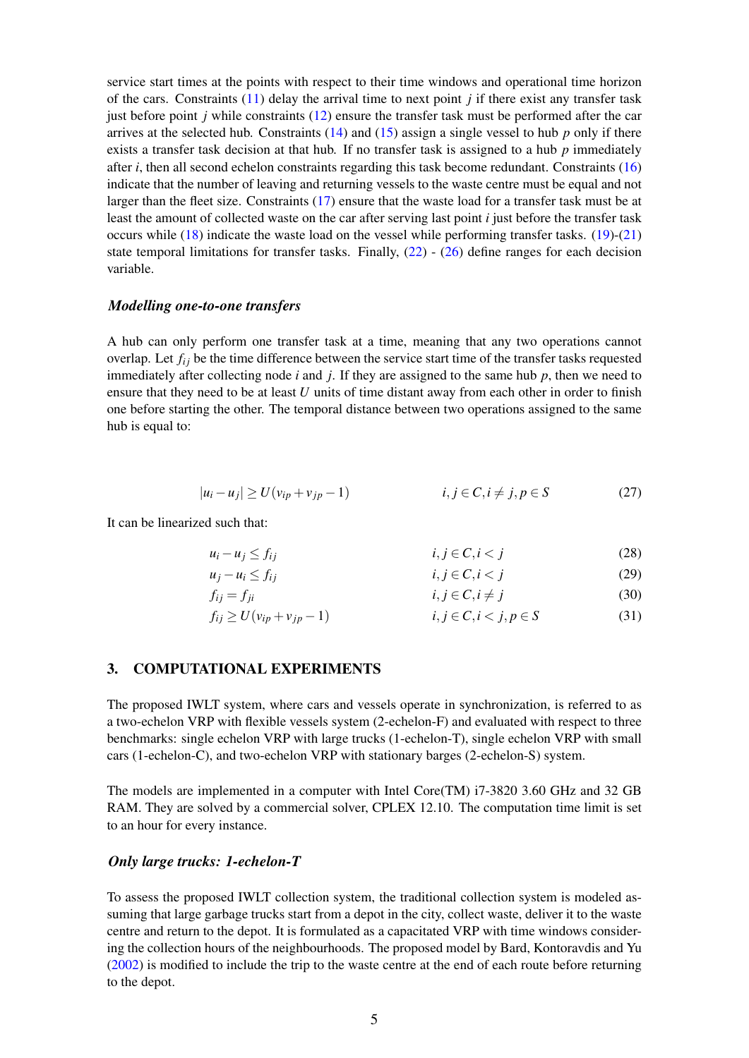service start times at the points with respect to their time windows and operational time horizon of the cars. Constraints (11) delay the arrival time to next point $j$ if there exist any transfer task just before point $j$ while constraints (12) ensure the transfer task must be performed after the car arrives at the selected hub. Constraints (14) and (15) assign a single vessel to hub $p$ only if there exists a transfer task decision at that hub. If no transfer task is assigned to a hub $p$ immediately after $i$, then all second echelon constraints regarding this task become redundant. Constraints (16) indicate that the number of leaving and returning vessels to the waste centre must be equal and not larger than the fleet size. Constraints (17) ensure that the waste load for a transfer task must be at least the amount of collected waste on the car after serving last point $i$ just before the transfer task occurs while (18) indicate the waste load on the vessel while performing transfer tasks. (19)-(21) state temporal limitations for transfer tasks. Finally, (22) - (26) define ranges for each decision variable.

### *Modelling one-to-one transfers*

A hub can only perform one transfer task at a time, meaning that any two operations cannot overlap. Let $f_{ij}$ be the time difference between the service start time of the transfer tasks requested immediately after collecting node $i$ and $j$. If they are assigned to the same hub $p$, then we need to ensure that they need to be at least $U$ units of time distant away from each other in order to finish one before starting the other. The temporal distance between two operations assigned to the same hub is equal to:

$$|u_i - u_j| \geq U(v_{ip} + v_{jp} - 1) \qquad i, j \in C, i \neq j, p \in S \qquad (27)$$

It can be linearized such that:

$$u_i - u_j \leq f_{ij} \qquad i, j \in C, i < j \qquad (28)$$

$$u_j - u_i \leq f_{ij} \qquad i, j \in C, i < j \qquad (29)$$

$$f_{ij} = f_{ji} \qquad i, j \in C, i \neq j \qquad (30)$$

$$f_{ij} \geq U(v_{ip} + v_{jp} - 1) \qquad i, j \in C, i < j, p \in S \qquad (31)$$

## 3. COMPUTATIONAL EXPERIMENTS

The proposed IWLT system, where cars and vessels operate in synchronization, is referred to as a two-echelon VRP with flexible vessels system (2-echelon-F) and evaluated with respect to three benchmarks: single echelon VRP with large trucks (1-echelon-T), single echelon VRP with small cars (1-echelon-C), and two-echelon VRP with stationary barges (2-echelon-S) system.

The models are implemented in a computer with Intel Core(TM) i7-3820 3.60 GHz and 32 GB RAM. They are solved by a commercial solver, CPLEX 12.10. The computation time limit is set to an hour for every instance.

### *Only large trucks: 1-echelon-T*

To assess the proposed IWLT collection system, the traditional collection system is modeled assuming that large garbage trucks start from a depot in the city, collect waste, deliver it to the waste centre and return to the depot. It is formulated as a capacitated VRP with time windows considering the collection hours of the neighbourhoods. The proposed model by Bard, Kontoravdis and Yu (2002) is modified to include the trip to the waste centre at the end of each route before returning to the depot.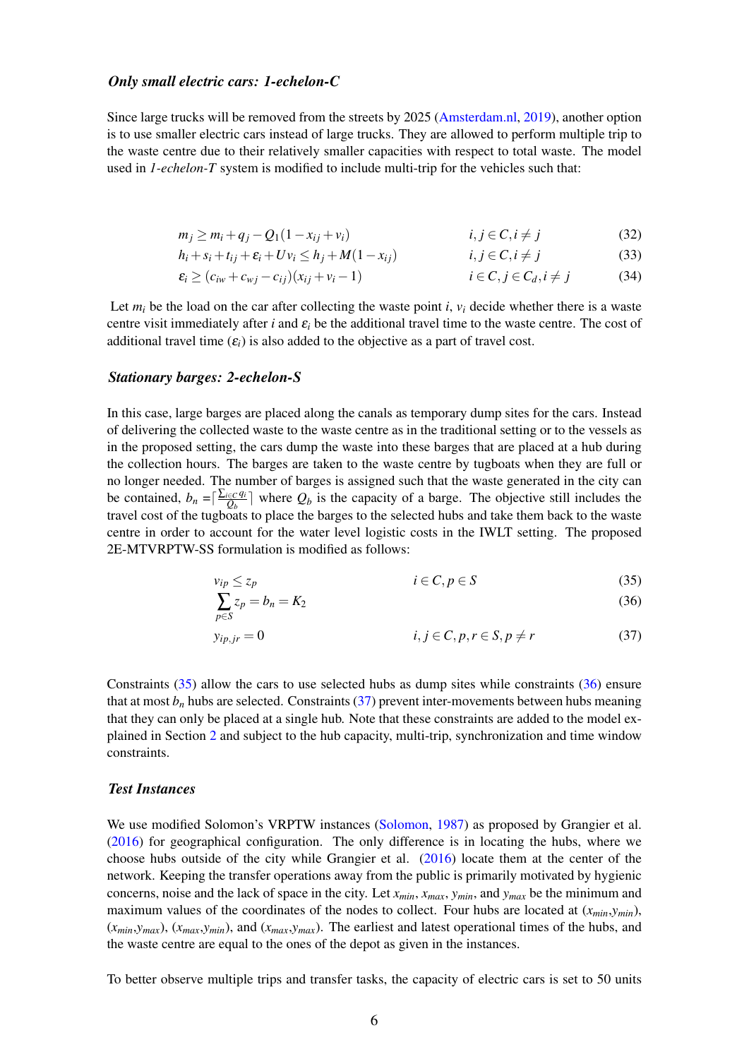### *Only small electric cars: 1-echelon-C*

Since large trucks will be removed from the streets by 2025 (Amsterdam.nl, 2019), another option is to use smaller electric cars instead of large trucks. They are allowed to perform multiple trip to the waste centre due to their relatively smaller capacities with respect to total waste. The model used in *1-echelon-T* system is modified to include multi-trip for the vehicles such that:

$$m_j \geq m_i + q_j - Q_1(1 - x_{ij} + v_i) \qquad i, j \in C, i \neq j \tag{32}$$

$$h_i + s_i + t_{ij} + \varepsilon_i + U v_i \leq h_j + M(1 - x_{ij}) \qquad i, j \in C, i \neq j \tag{33}$$

$$\varepsilon_i \geq (c_{iw} + c_{wj} - c_{ij})(x_{ij} + v_i - 1) \qquad i \in C, j \in C_d, i \neq j \tag{34}$$

Let $m_i$ be the load on the car after collecting the waste point $i$, $v_i$ decide whether there is a waste centre visit immediately after $i$ and $\varepsilon_i$ be the additional travel time to the waste centre. The cost of additional travel time ($\varepsilon_i$) is also added to the objective as a part of travel cost.

### *Stationary barges: 2-echelon-S*

In this case, large barges are placed along the canals as temporary dump sites for the cars. Instead of delivering the collected waste to the waste centre as in the traditional setting or to the vessels as in the proposed setting, the cars dump the waste into these barges that are placed at a hub during the collection hours. The barges are taken to the waste centre by tugboats when they are full or no longer needed. The number of barges is assigned such that the waste generated in the city can be contained, $b_n = \lceil \frac{\sum_{i \in C} q_i}{Q_b} \rceil$ where $Q_b$ is the capacity of a barge. The objective still includes the travel cost of the tugboats to place the barges to the selected hubs and take them back to the waste centre in order to account for the water level logistic costs in the IWLT setting. The proposed 2E-MTVRPTW-SS formulation is modified as follows:

$$v_{ip} \leq z_p \qquad i \in C, p \in S \tag{35}$$

$$\sum_{p \in S} z_p = b_n = K_2 \tag{36}$$

$$y_{ip,jr} = 0 \qquad i, j \in C, p, r \in S, p \neq r \tag{37}$$

Constraints (35) allow the cars to use selected hubs as dump sites while constraints (36) ensure that at most $b_n$ hubs are selected. Constraints (37) prevent inter-movements between hubs meaning that they can only be placed at a single hub. Note that these constraints are added to the model explained in Section 2 and subject to the hub capacity, multi-trip, synchronization and time window constraints.

### *Test Instances*

We use modified Solomon's VRPTW instances (Solomon, 1987) as proposed by Grangier et al. (2016) for geographical configuration. The only difference is in locating the hubs, where we choose hubs outside of the city while Grangier et al. (2016) locate them at the center of the network. Keeping the transfer operations away from the public is primarily motivated by hygienic concerns, noise and the lack of space in the city. Let $x_{min}$, $x_{max}$, $y_{min}$, and $y_{max}$ be the minimum and maximum values of the coordinates of the nodes to collect. Four hubs are located at ($x_{min}$,$y_{min}$), ($x_{min}$,$y_{max}$), ($x_{max}$,$y_{min}$), and ($x_{max}$,$y_{max}$). The earliest and latest operational times of the hubs, and the waste centre are equal to the ones of the depot as given in the instances.

To better observe multiple trips and transfer tasks, the capacity of electric cars is set to 50 units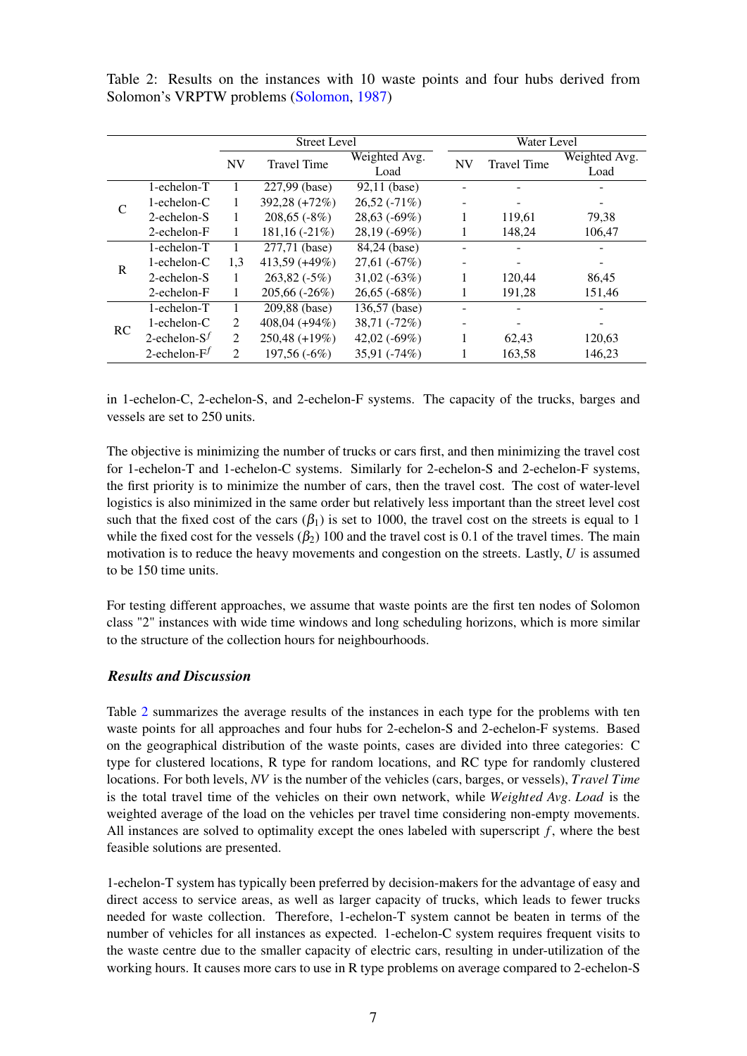Table 2: Results on the instances with 10 waste points and four hubs derived from Solomon's VRPTW problems (Solomon, 1987)

| | | Street Level | | | Water Level | | |
|---|---|---|---|---|---|---|---|
| | | NV | Travel Time | Weighted Avg. Load | NV | Travel Time | Weighted Avg. Load |
| C | 1-echelon-T | 1 | 227,99 (base) | 92,11 (base) | - | - | - |
| | 1-echelon-C | 1 | 392,28 (+72%) | 26,52 (-71%) | - | - | - |
| | 2-echelon-S | 1 | 208,65 (-8%) | 28,63 (-69%) | 1 | 119,61 | 79,38 |
| | 2-echelon-F | 1 | 181,16 (-21%) | 28,19 (-69%) | 1 | 148,24 | 106,47 |
| R | 1-echelon-T | 1 | 277,71 (base) | 84,24 (base) | - | - | - |
| | 1-echelon-C | 1,3 | 413,59 (+49%) | 27,61 (-67%) | - | - | - |
| | 2-echelon-S | 1 | 263,82 (-5%) | 31,02 (-63%) | 1 | 120,44 | 86,45 |
| | 2-echelon-F | 1 | 205,66 (-26%) | 26,65 (-68%) | 1 | 191,28 | 151,46 |
| RC | 1-echelon-T | 1 | 209,88 (base) | 136,57 (base) | - | - | - |
| | 1-echelon-C | 2 | 408,04 (+94%) | 38,71 (-72%) | - | - | - |
| | 2-echelon-S$^f$ | 2 | 250,48 (+19%) | 42,02 (-69%) | 1 | 62,43 | 120,63 |
| | 2-echelon-F$^f$ | 2 | 197,56 (-6%) | 35,91 (-74%) | 1 | 163,58 | 146,23 |

in 1-echelon-C, 2-echelon-S, and 2-echelon-F systems. The capacity of the trucks, barges and vessels are set to 250 units.

The objective is minimizing the number of trucks or cars first, and then minimizing the travel cost for 1-echelon-T and 1-echelon-C systems. Similarly for 2-echelon-S and 2-echelon-F systems, the first priority is to minimize the number of cars, then the travel cost. The cost of water-level logistics is also minimized in the same order but relatively less important than the street level cost such that the fixed cost of the cars ($\beta_1$) is set to 1000, the travel cost on the streets is equal to 1 while the fixed cost for the vessels ($\beta_2$) 100 and the travel cost is 0.1 of the travel times. The main motivation is to reduce the heavy movements and congestion on the streets. Lastly, $U$ is assumed to be 150 time units.

For testing different approaches, we assume that waste points are the first ten nodes of Solomon class "2" instances with wide time windows and long scheduling horizons, which is more similar to the structure of the collection hours for neighbourhoods.

### *Results and Discussion*

Table 2 summarizes the average results of the instances in each type for the problems with ten waste points for all approaches and four hubs for 2-echelon-S and 2-echelon-F systems. Based on the geographical distribution of the waste points, cases are divided into three categories: C type for clustered locations, R type for random locations, and RC type for randomly clustered locations. For both levels, *NV* is the number of the vehicles (cars, barges, or vessels), *Travel Time* is the total travel time of the vehicles on their own network, while *Weighted Avg. Load* is the weighted average of the load on the vehicles per travel time considering non-empty movements. All instances are solved to optimality except the ones labeled with superscript $f$, where the best feasible solutions are presented.

1-echelon-T system has typically been preferred by decision-makers for the advantage of easy and direct access to service areas, as well as larger capacity of trucks, which leads to fewer trucks needed for waste collection. Therefore, 1-echelon-T system cannot be beaten in terms of the number of vehicles for all instances as expected. 1-echelon-C system requires frequent visits to the waste centre due to the smaller capacity of electric cars, resulting in under-utilization of the working hours. It causes more cars to use in R type problems on average compared to 2-echelon-S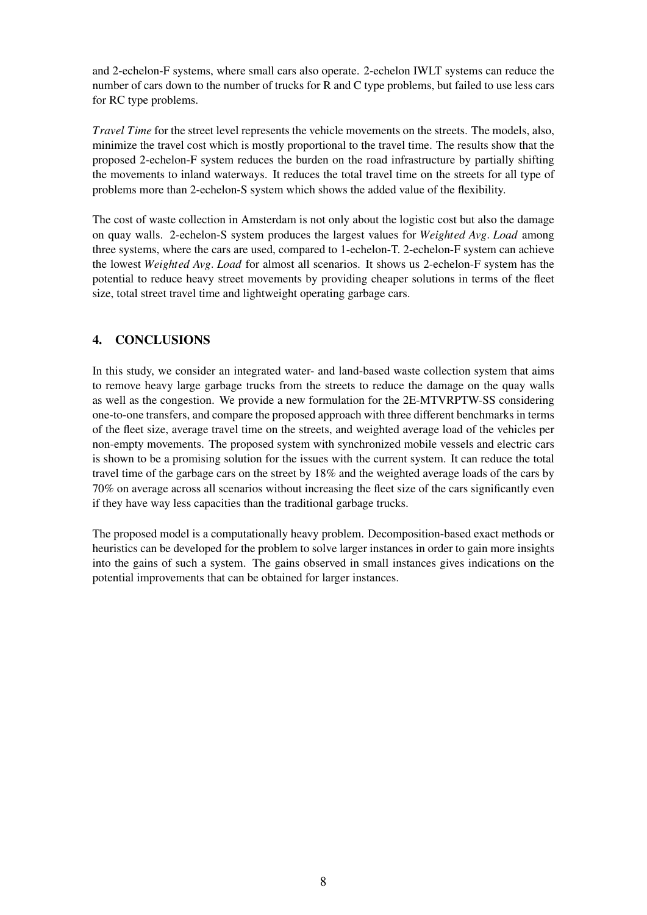and 2-echelon-F systems, where small cars also operate. 2-echelon IWLT systems can reduce the number of cars down to the number of trucks for R and C type problems, but failed to use less cars for RC type problems.

*Travel Time* for the street level represents the vehicle movements on the streets. The models, also, minimize the travel cost which is mostly proportional to the travel time. The results show that the proposed 2-echelon-F system reduces the burden on the road infrastructure by partially shifting the movements to inland waterways. It reduces the total travel time on the streets for all type of problems more than 2-echelon-S system which shows the added value of the flexibility.

The cost of waste collection in Amsterdam is not only about the logistic cost but also the damage on quay walls. 2-echelon-S system produces the largest values for *Weighted Avg. Load* among three systems, where the cars are used, compared to 1-echelon-T. 2-echelon-F system can achieve the lowest *Weighted Avg. Load* for almost all scenarios. It shows us 2-echelon-F system has the potential to reduce heavy street movements by providing cheaper solutions in terms of the fleet size, total street travel time and lightweight operating garbage cars.

## 4. CONCLUSIONS

In this study, we consider an integrated water- and land-based waste collection system that aims to remove heavy large garbage trucks from the streets to reduce the damage on the quay walls as well as the congestion. We provide a new formulation for the 2E-MTVRPTW-SS considering one-to-one transfers, and compare the proposed approach with three different benchmarks in terms of the fleet size, average travel time on the streets, and weighted average load of the vehicles per non-empty movements. The proposed system with synchronized mobile vessels and electric cars is shown to be a promising solution for the issues with the current system. It can reduce the total travel time of the garbage cars on the street by 18% and the weighted average loads of the cars by 70% on average across all scenarios without increasing the fleet size of the cars significantly even if they have way less capacities than the traditional garbage trucks.

The proposed model is a computationally heavy problem. Decomposition-based exact methods or heuristics can be developed for the problem to solve larger instances in order to gain more insights into the gains of such a system. The gains observed in small instances gives indications on the potential improvements that can be obtained for larger instances.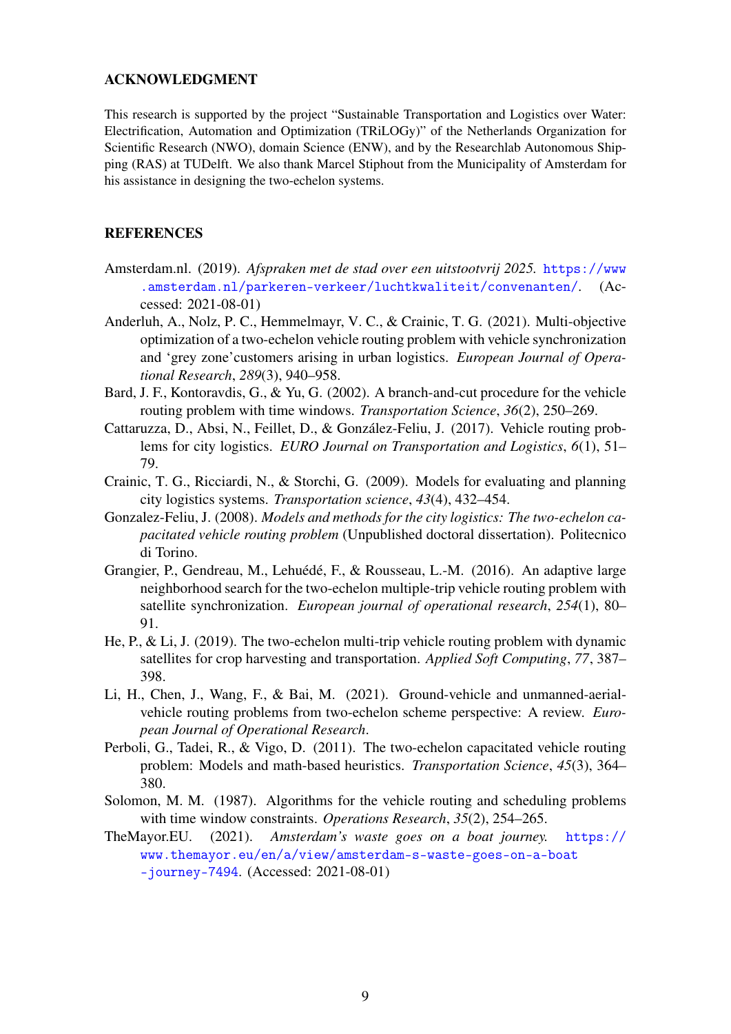## ACKNOWLEDGMENT

This research is supported by the project "Sustainable Transportation and Logistics over Water: Electrification, Automation and Optimization (TRiLOGy)" of the Netherlands Organization for Scientific Research (NWO), domain Science (ENW), and by the Researchlab Autonomous Shipping (RAS) at TUDelft. We also thank Marcel Stiphout from the Municipality of Amsterdam for his assistance in designing the two-echelon systems.

## REFERENCES

Amsterdam.nl. (2019). *Afspraken met de stad over een uitstootvrij 2025.* https://www.amsterdam.nl/parkeren-verkeer/luchtkwaliteit/convenanten/. (Accessed: 2021-08-01)

Anderluh, A., Nolz, P. C., Hemmelmayr, V. C., & Crainic, T. G. (2021). Multi-objective optimization of a two-echelon vehicle routing problem with vehicle synchronization and 'grey zone'customers arising in urban logistics. *European Journal of Operational Research*, *289*(3), 940–958.

Bard, J. F., Kontoravdis, G., & Yu, G. (2002). A branch-and-cut procedure for the vehicle routing problem with time windows. *Transportation Science*, *36*(2), 250–269.

Cattaruzza, D., Absi, N., Feillet, D., & González-Feliu, J. (2017). Vehicle routing problems for city logistics. *EURO Journal on Transportation and Logistics*, *6*(1), 51–79.

Crainic, T. G., Ricciardi, N., & Storchi, G. (2009). Models for evaluating and planning city logistics systems. *Transportation science*, *43*(4), 432–454.

Gonzalez-Feliu, J. (2008). *Models and methods for the city logistics: The two-echelon capacitated vehicle routing problem* (Unpublished doctoral dissertation). Politecnico di Torino.

Grangier, P., Gendreau, M., Lehuédé, F., & Rousseau, L.-M. (2016). An adaptive large neighborhood search for the two-echelon multiple-trip vehicle routing problem with satellite synchronization. *European journal of operational research*, *254*(1), 80–91.

He, P., & Li, J. (2019). The two-echelon multi-trip vehicle routing problem with dynamic satellites for crop harvesting and transportation. *Applied Soft Computing*, *77*, 387–398.

Li, H., Chen, J., Wang, F., & Bai, M. (2021). Ground-vehicle and unmanned-aerial-vehicle routing problems from two-echelon scheme perspective: A review. *European Journal of Operational Research*.

Perboli, G., Tadei, R., & Vigo, D. (2011). The two-echelon capacitated vehicle routing problem: Models and math-based heuristics. *Transportation Science*, *45*(3), 364–380.

Solomon, M. M. (1987). Algorithms for the vehicle routing and scheduling problems with time window constraints. *Operations Research*, *35*(2), 254–265.

TheMayor.EU. (2021). *Amsterdam's waste goes on a boat journey.* https://www.themayor.eu/en/a/view/amsterdam-s-waste-goes-on-a-boat-journey-7494. (Accessed: 2021-08-01)